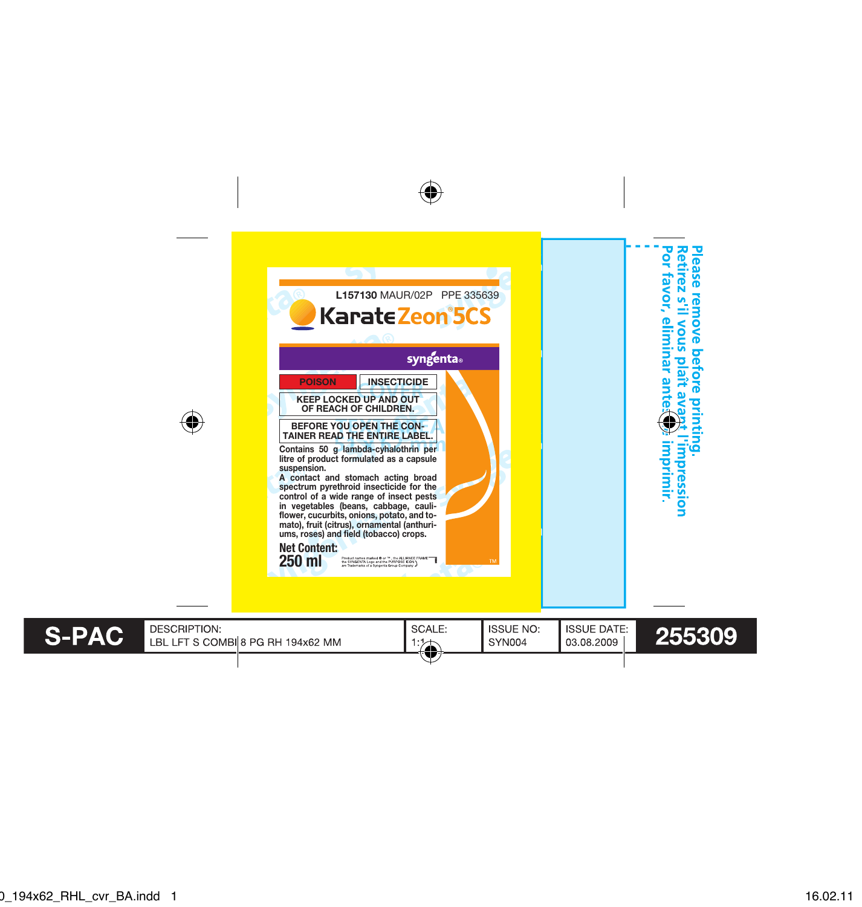L157130 MAUR/02P PPE 335639

# Karate Zeon® 5CS

syngenta®

**POISON** | **INSECTICIDE**

**KEEP LOCKED UP AND OUT OF REACH OF CHILDREN.**

**BEFORE YOU OPEN THE CONTAINER READ THE ENTIRE LABEL.**

**Contains 50 g lambda-cyhalothrin per litre of product formulated as a capsule suspension.**

**A contact and stomach acting broad spectrum pyrethroid insecticide for the control of a wide range of insect pests in vegetables (beans, cabbage, cauliflower, cucurbits, onions, potato, and tomato), fruit (citrus), ornamental (anthuriums, roses) and field (tobacco) crops.**

**Net Content:**
**250 ml**

Product names marked ® or ™, the ALLIANCE FRAME, the SYNGENTA Logo and the PURPOSE ICON are Trademarks of a Syngenta Group Company

TM

Please remove before printing.
Retirez s'il vous plaît avant l'impression
Por favor, eliminar antes de imprimir.

| S-PAC | DESCRIPTION: LBL LFT S COMBI 8 PG RH 194x62 MM | SCALE: 1:1 | ISSUE NO: SYN004 | ISSUE DATE: 03.08.2009 | 255309 |
|---|---|---|---|---|---|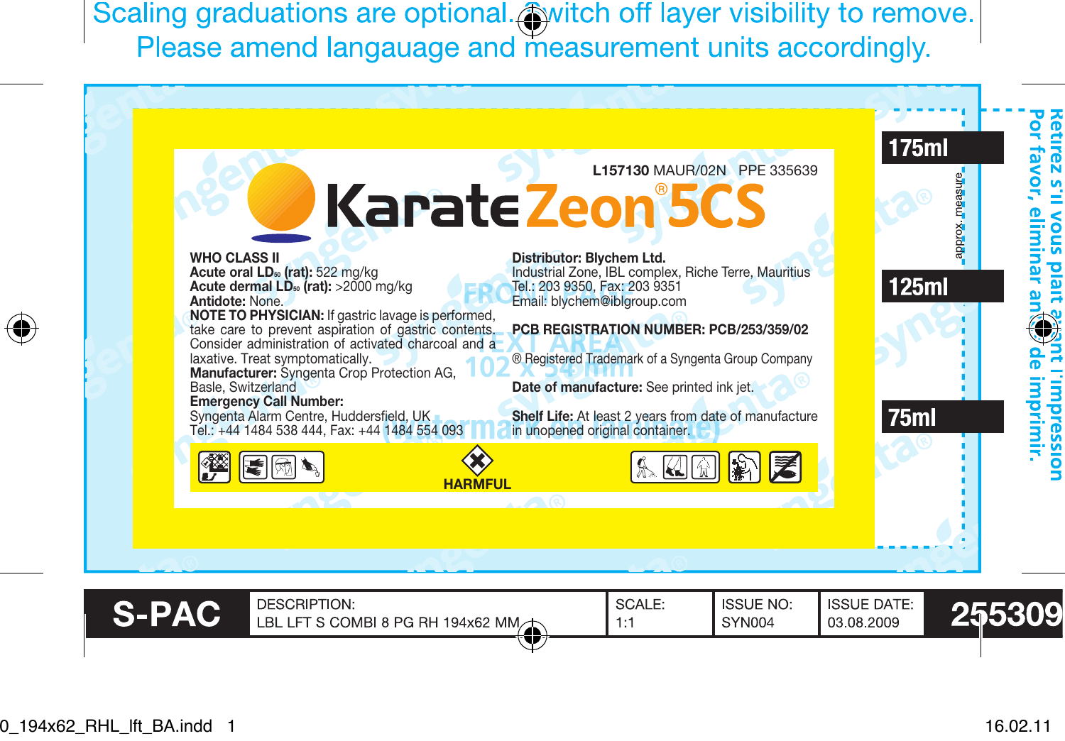Scaling graduations are optional. Switch off layer visibility to remove.
Please amend langauage and measurement units accordingly.

**L157130** MAUR/02N PPE 335639

# Karate Zeon® 5CS

**WHO CLASS II**
**Acute oral LD₅₀ (rat):** 522 mg/kg
**Acute dermal LD₅₀ (rat):** >2000 mg/kg
**Antidote:** None.
**NOTE TO PHYSICIAN:** If gastric lavage is performed, take care to prevent aspiration of gastric contents. Consider administration of activated charcoal and a laxative. Treat symptomatically.
**Manufacturer:** Syngenta Crop Protection AG, Basle, Switzerland
**Emergency Call Number:**
Syngenta Alarm Centre, Huddersfield, UK
Tel.: +44 1484 538 444, Fax: +44 1484 554 093

**Distributor: Blychem Ltd.**
Industrial Zone, IBL complex, Riche Terre, Mauritius
Tel.: 203 9350, Fax: 203 9351
Email: blychem@iblgroup.com

**PCB REGISTRATION NUMBER: PCB/253/359/02**

® Registered Trademark of a Syngenta Group Company

**Date of manufacture:** See printed ink jet.

**Shelf Life:** At least 2 years from date of manufacture in unopened original container.

FRONT PAGE
TEXT AREA
102 x 54 mm
(watermark on laminate)

**HARMFUL**

175ml
125ml
75ml
approx. measure

Retirez s'il vous plait avant l'impression
Por favor, eliminar antes de imprimir.

| S-PAC | DESCRIPTION: LBL LFT S COMBI 8 PG RH 194x62 MM | SCALE: 1:1 | ISSUE NO: SYN004 | ISSUE DATE: 03.08.2009 | 255309 |
|---|---|---|---|---|---|

0_194x62_RHL_lft_BA.indd 1 16.02.11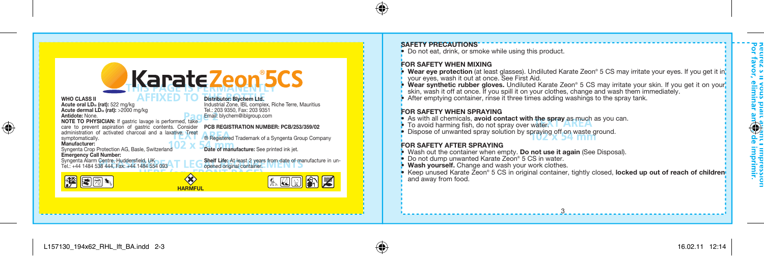# Karate Zeon® 5CS

**WHO CLASS II**
**Acute oral $LD_{50}$ (rat):** 522 mg/kg
**Acute dermal $LD_{50}$ (rat):** >2000 mg/kg
**Antidote:** None.
**NOTE TO PHYSICIAN:** If gastric lavage is performed, take care to prevent aspiration of gastric contents. Consider administration of activated charcoal and a laxative. Treat symptomatically.
**Manufacturer:**
Syngenta Crop Protection AG, Basle, Switzerland
**Emergency Call Number:**
Syngenta Alarm Centre, Huddersfield, UK
Tel.: +44 1484 538 444, Fax: +44 1484 554 093

**Distributor: Blychem Ltd.**
Industrial Zone, IBL complex, Riche Terre, Mauritius
Tel.: 203 9350, Fax: 203 9351
Email: blychem@iblgroup.com

**PCB REGISTRATION NUMBER: PCB/253/359/02**

® Registered Trademark of a Syngenta Group Company

**Date of manufacture:** See printed ink jet.

**Shelf Life:** At least 2 years from date of manufacture in unopened original container.

HARMFUL

## SAFETY PRECAUTIONS

- Do not eat, drink, or smoke while using this product.

### FOR SAFETY WHEN MIXING

- **Wear eye protection** (at least glasses). Undiluted Karate Zeon® 5 CS may irritate your eyes. If you get it in your eyes, wash it out at once. See First Aid.
- **Wear synthetic rubber gloves.** Undiluted Karate Zeon® 5 CS may irritate your skin. If you get it on your skin, wash it off at once. If you spill it on your clothes, change and wash them immediately.
- After emptying container, rinse it three times adding washings to the spray tank.

### FOR SAFETY WHEN SPRAYING

- As with all chemicals, **avoid contact with the spray** as much as you can.
- To avoid harming fish, do not spray over water.
- Dispose of unwanted spray solution by spraying off on waste ground.

### FOR SAFETY AFTER SPRAYING

- Wash out the container when empty. **Do not use it again** (See Disposal).
- Do not dump unwanted Karate Zeon® 5 CS in water.
- **Wash yourself.** Change and wash your work clothes.
- Keep unused Karate Zeon® 5 CS in original container, tightly closed, **locked up out of reach of children** and away from food.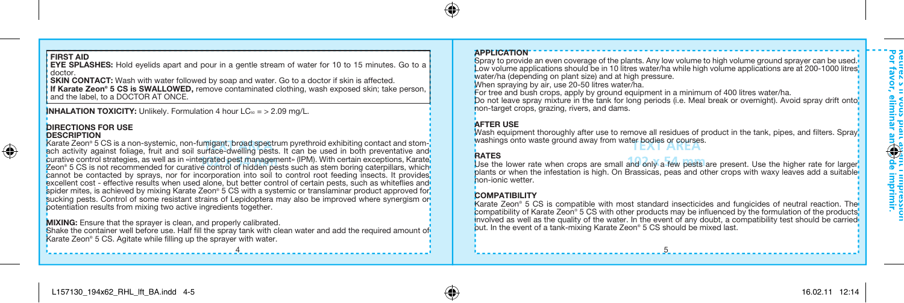**FIRST AID**

**EYE SPLASHES:** Hold eyelids apart and pour in a gentle stream of water for 10 to 15 minutes. Go to a doctor.

**SKIN CONTACT:** Wash with water followed by soap and water. Go to a doctor if skin is affected.

**If Karate Zeon® 5 CS is SWALLOWED,** remove contaminated clothing, wash exposed skin; take person, and the label, to a DOCTOR AT ONCE.

**INHALATION TOXICITY:** Unlikely. Formulation 4 hour $LC_{50}$ = > 2.09 mg/L.

**DIRECTIONS FOR USE**

**DESCRIPTION**

Karate Zeon® 5 CS is a non-systemic, non-fumigant, broad spectrum pyrethroid exhibiting contact and stomach activity against foliage, fruit and soil surface-dwelling pests. It can be used in both preventative and curative control strategies, as well as in «integrated pest management» (IPM). With certain exceptions, Karate Zeon® 5 CS is not recommended for curative control of hidden pests such as stem boring caterpillars, which cannot be contacted by sprays, nor for incorporation into soil to control root feeding insects. It provides excellent cost - effective results when used alone, but better control of certain pests, such as whiteflies and spider mites, is achieved by mixing Karate Zeon® 5 CS with a systemic or translaminar product approved for sucking pests. Control of some resistant strains of Lepidoptera may also be improved where synergism or potentiation results from mixing two active ingredients together.

**MIXING:** Ensure that the sprayer is clean, and properly calibrated.

Shake the container well before use. Half fill the spray tank with clean water and add the required amount of Karate Zeon® 5 CS. Agitate while filling up the sprayer with water.

**APPLICATION**

Spray to provide an even coverage of the plants. Any low volume to high volume ground sprayer can be used. Low volume applications should be in 10 litres water/ha while high volume applications are at 200-1000 litres water/ha (depending on plant size) and at high pressure.

When spraying by air, use 20-50 litres water/ha.

For tree and bush crops, apply by ground equipment in a minimum of 400 litres water/ha.

Do not leave spray mixture in the tank for long periods (i.e. Meal break or overnight). Avoid spray drift onto non-target crops, grazing, rivers, and dams.

**AFTER USE**

Wash equipment thoroughly after use to remove all residues of product in the tank, pipes, and filters. Spray washings onto waste ground away from water bodies or courses.

**RATES**

Use the lower rate when crops are small and only a few pests are present. Use the higher rate for larger plants or when the infestation is high. On Brassicas, peas and other crops with waxy leaves add a suitable non-ionic wetter.

**COMPATIBILITY**

Karate Zeon® 5 CS is compatible with most standard insecticides and fungicides of neutral reaction. The compatibility of Karate Zeon® 5 CS with other products may be influenced by the formulation of the products involved as well as the quality of the water. In the event of any doubt, a compatibility test should be carried out. In the event of a tank-mixing Karate Zeon® 5 CS should be mixed last.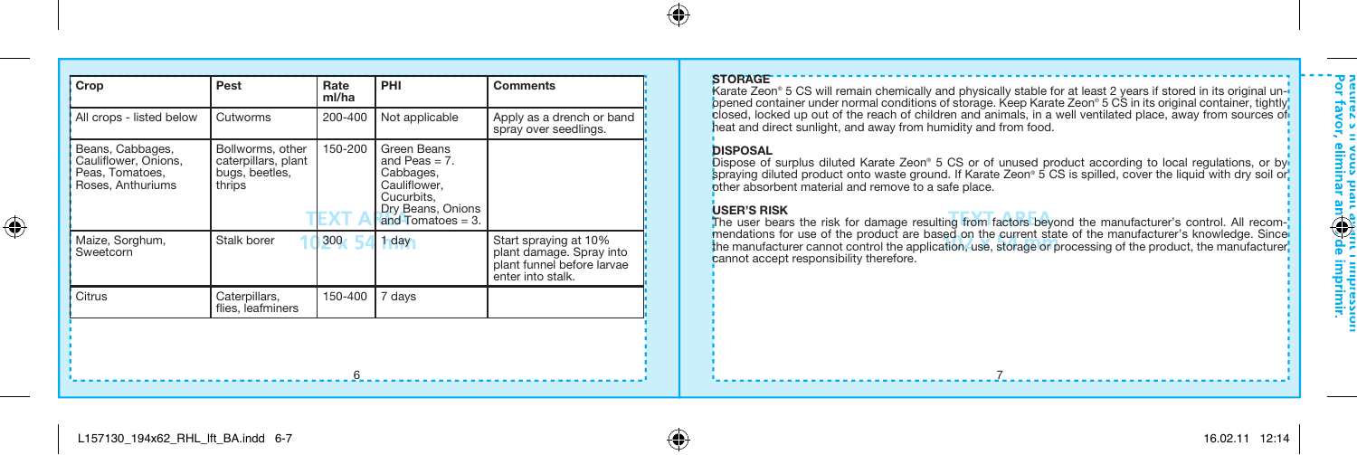| Crop | Pest | Rate ml/ha | PHI | Comments |
|---|---|---|---|---|
| All crops - listed below | Cutworms | 200-400 | Not applicable | Apply as a drench or band spray over seedlings. |
| Beans, Cabbages, Cauliflower, Onions, Peas, Tomatoes, Roses, Anthuriums | Bollworms, other caterpillars, plant bugs, beetles, thrips | 150-200 | Green Beans and Peas = 7. Cabbages, Cauliflower, Cucurbits, Dry Beans, Onions and Tomatoes = 3. | |
| Maize, Sorghum, Sweetcorn | Stalk borer | 300 | 1 day | Start spraying at 10% plant damage. Spray into plant funnel before larvae enter into stalk. |
| Citrus | Caterpillars, flies, leafminers | 150-400 | 7 days | |

**STORAGE**

Karate Zeon® 5 CS will remain chemically and physically stable for at least 2 years if stored in its original unopened container under normal conditions of storage. Keep Karate Zeon® 5 CS in its original container, tightly closed, locked up out of the reach of children and animals, in a well ventilated place, away from sources of heat and direct sunlight, and away from humidity and from food.

**DISPOSAL**

Dispose of surplus diluted Karate Zeon® 5 CS or of unused product according to local regulations, or by spraying diluted product onto waste ground. If Karate Zeon® 5 CS is spilled, cover the liquid with dry soil or other absorbent material and remove to a safe place.

**USER'S RISK**

The user bears the risk for damage resulting from factors beyond the manufacturer's control. All recommendations for use of the product are based on the current state of the manufacturer's knowledge. Since the manufacturer cannot control the application, use, storage or processing of the product, the manufacturer cannot accept responsibility therefore.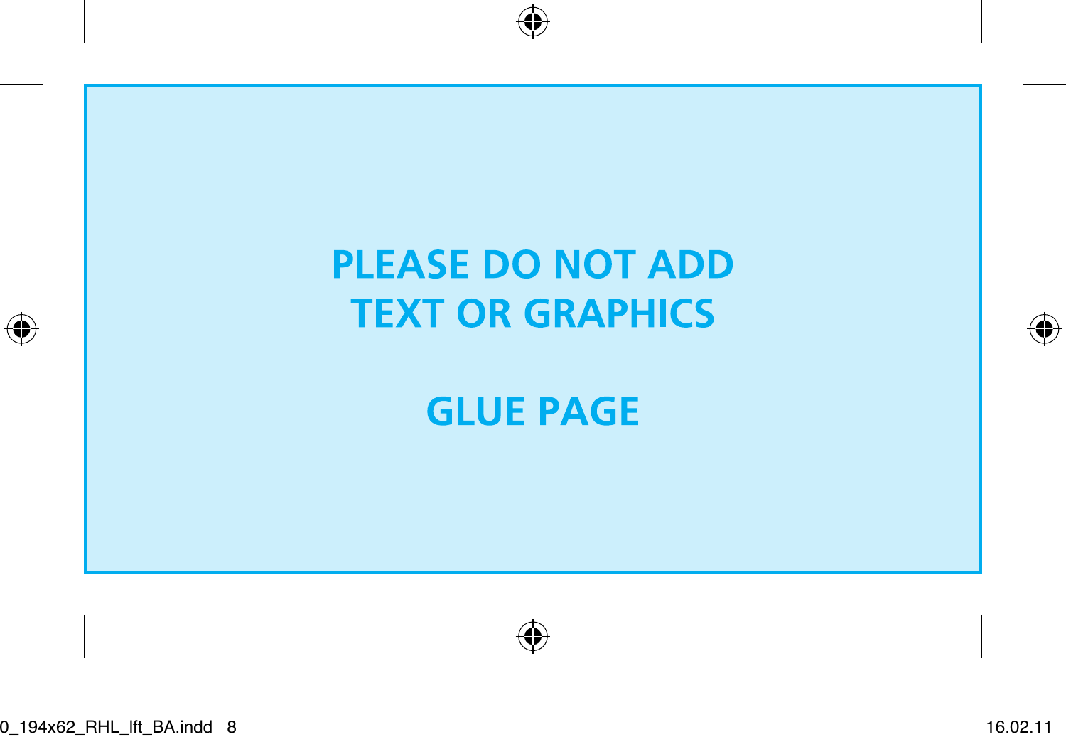PLEASE DO NOT ADD
TEXT OR GRAPHICS

GLUE PAGE